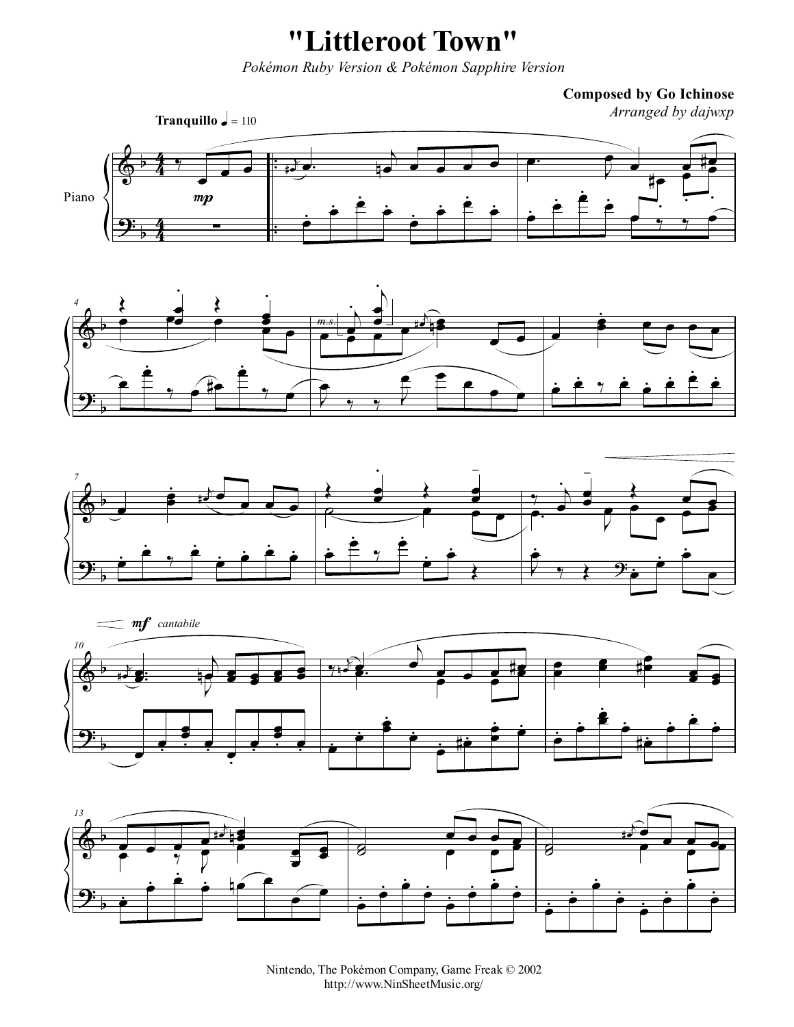# "Littleroot Town"

*Pokémon Ruby Version & Pokémon Sapphire Version*

**Composed by Go Ichinose**

*Arranged by dajwxp*

Nintendo, The Pokémon Company, Game Freak © 2002

http://www.NinSheetMusic.org/